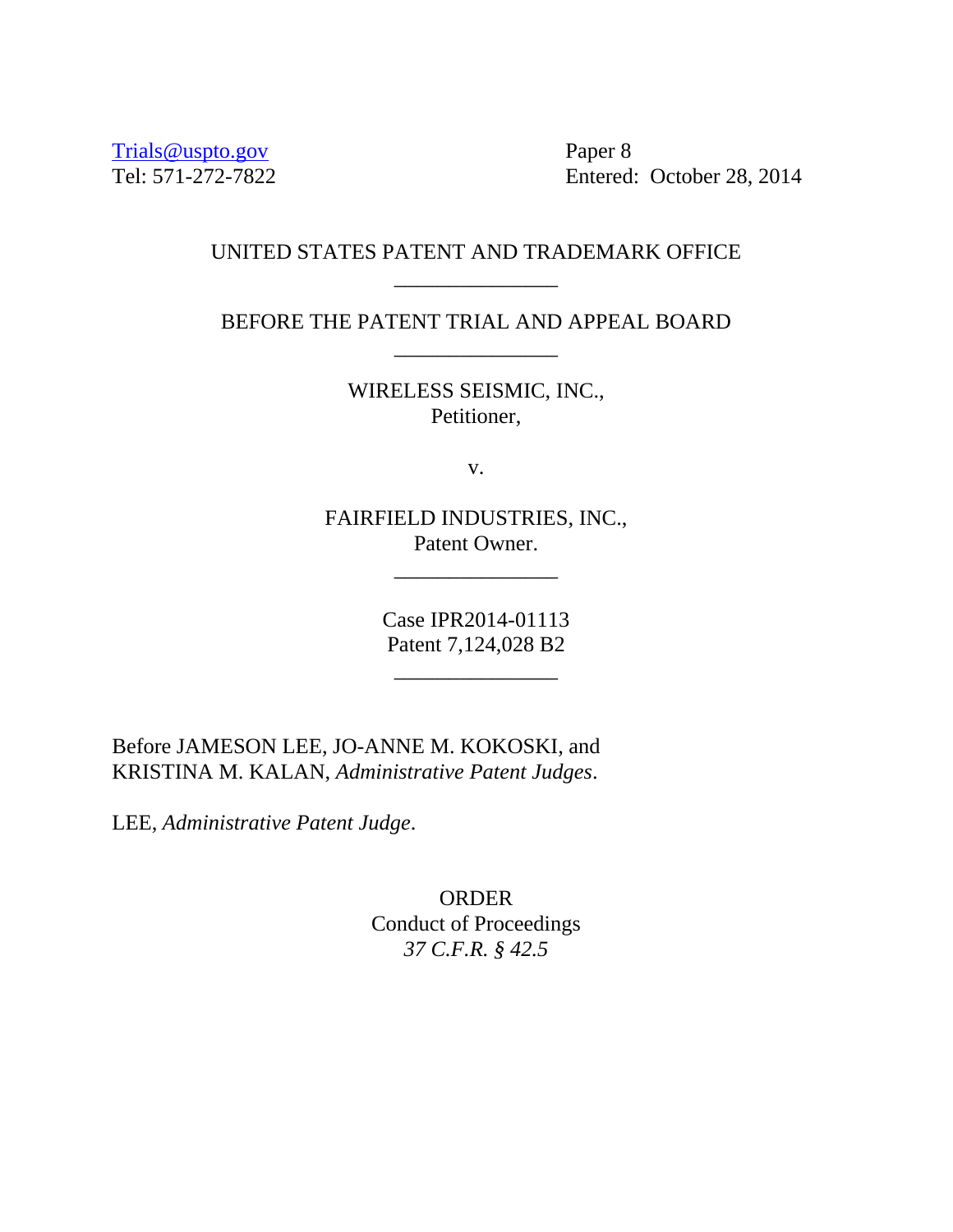Trials@uspto.gov
Tel: 571-272-7822

Paper 8
Entered: October 28, 2014

UNITED STATES PATENT AND TRADEMARK OFFICE

---

BEFORE THE PATENT TRIAL AND APPEAL BOARD

---

WIRELESS SEISMIC, INC.,
Petitioner,

v.

FAIRFIELD INDUSTRIES, INC.,
Patent Owner.

---

Case IPR2014-01113
Patent 7,124,028 B2

---

Before JAMESON LEE, JO-ANNE M. KOKOSKI, and KRISTINA M. KALAN, *Administrative Patent Judges*.

LEE, *Administrative Patent Judge*.

ORDER
Conduct of Proceedings
*37 C.F.R. § 42.5*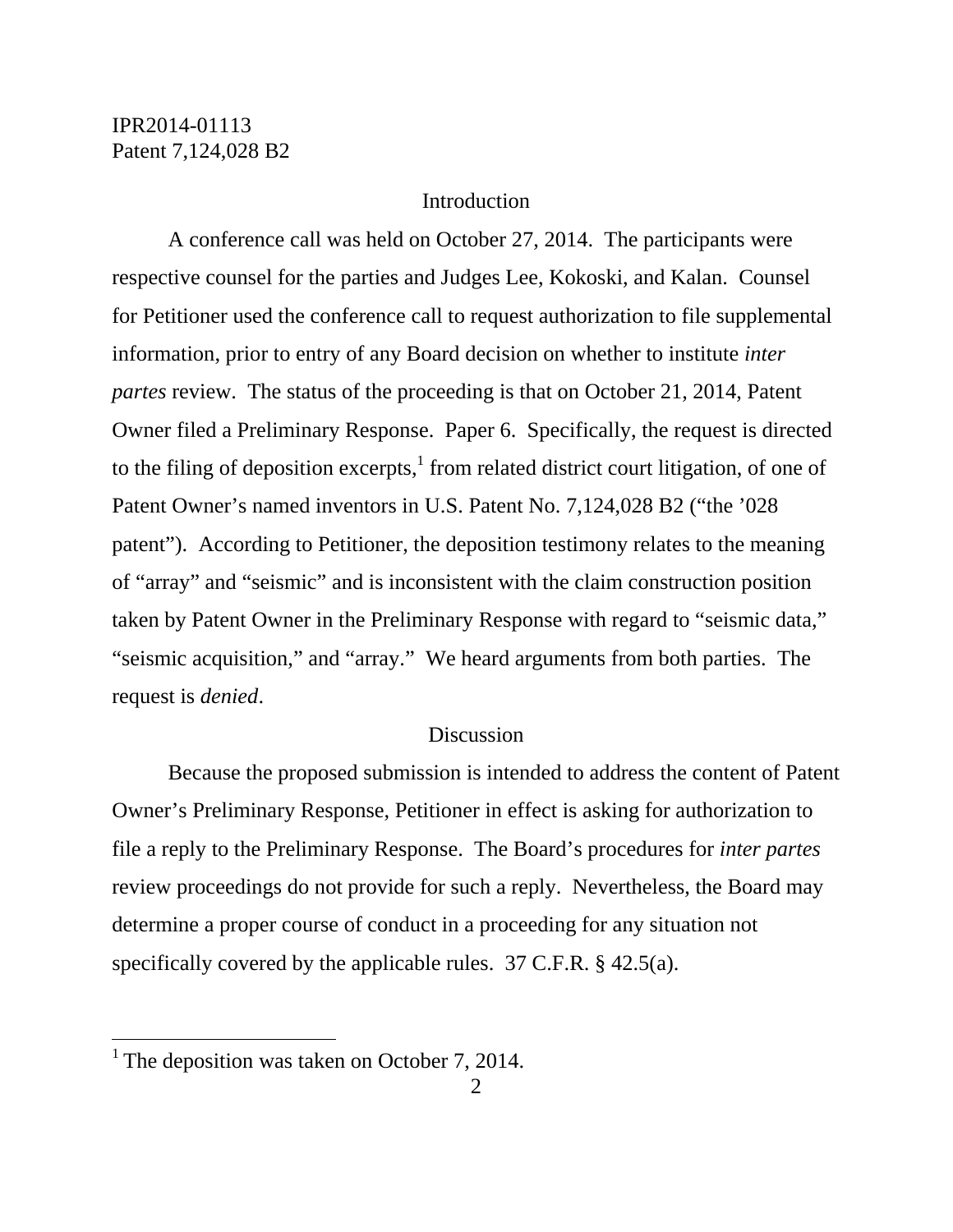## Introduction

A conference call was held on October 27, 2014. The participants were respective counsel for the parties and Judges Lee, Kokoski, and Kalan. Counsel for Petitioner used the conference call to request authorization to file supplemental information, prior to entry of any Board decision on whether to institute *inter partes* review. The status of the proceeding is that on October 21, 2014, Patent Owner filed a Preliminary Response. Paper 6. Specifically, the request is directed to the filing of deposition excerpts,[1] from related district court litigation, of one of Patent Owner's named inventors in U.S. Patent No. 7,124,028 B2 ("the '028 patent"). According to Petitioner, the deposition testimony relates to the meaning of "array" and "seismic" and is inconsistent with the claim construction position taken by Patent Owner in the Preliminary Response with regard to "seismic data," "seismic acquisition," and "array." We heard arguments from both parties. The request is *denied*.

## Discussion

Because the proposed submission is intended to address the content of Patent Owner's Preliminary Response, Petitioner in effect is asking for authorization to file a reply to the Preliminary Response. The Board's procedures for *inter partes* review proceedings do not provide for such a reply. Nevertheless, the Board may determine a proper course of conduct in a proceeding for any situation not specifically covered by the applicable rules. 37 C.F.R. § 42.5(a).

---

[1] The deposition was taken on October 7, 2014.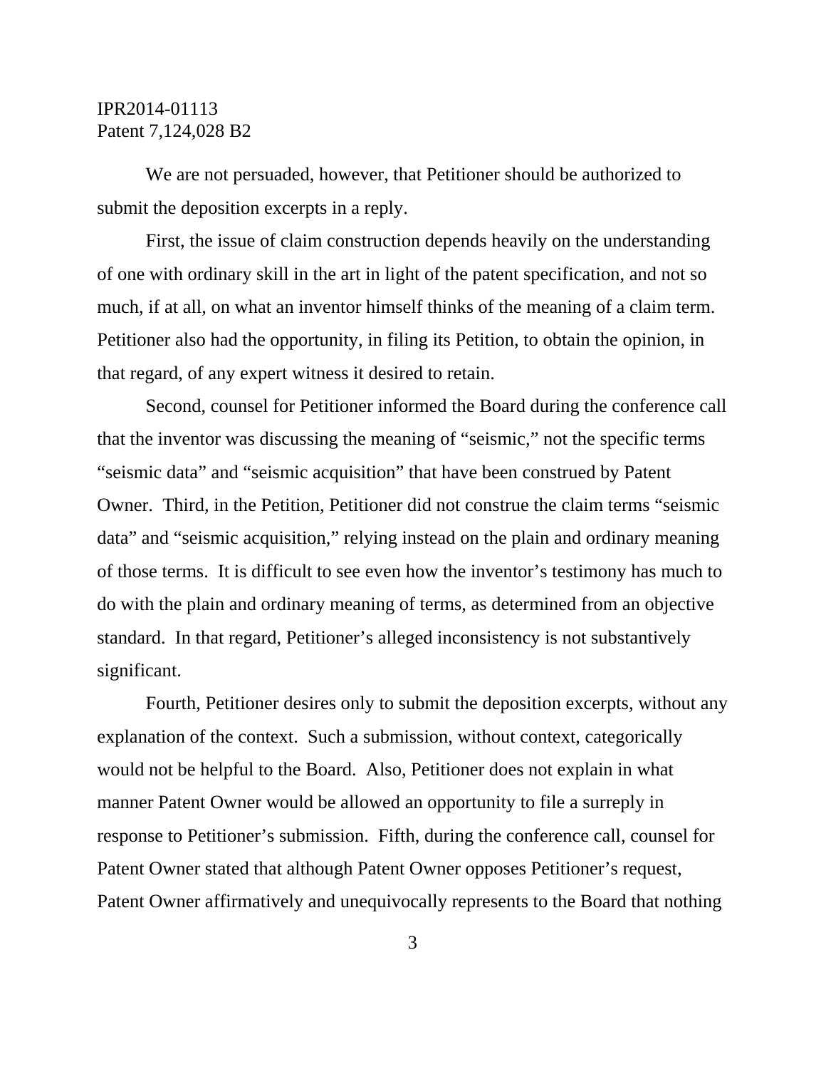We are not persuaded, however, that Petitioner should be authorized to submit the deposition excerpts in a reply.

First, the issue of claim construction depends heavily on the understanding of one with ordinary skill in the art in light of the patent specification, and not so much, if at all, on what an inventor himself thinks of the meaning of a claim term. Petitioner also had the opportunity, in filing its Petition, to obtain the opinion, in that regard, of any expert witness it desired to retain.

Second, counsel for Petitioner informed the Board during the conference call that the inventor was discussing the meaning of "seismic," not the specific terms "seismic data" and "seismic acquisition" that have been construed by Patent Owner. Third, in the Petition, Petitioner did not construe the claim terms "seismic data" and "seismic acquisition," relying instead on the plain and ordinary meaning of those terms. It is difficult to see even how the inventor's testimony has much to do with the plain and ordinary meaning of terms, as determined from an objective standard. In that regard, Petitioner's alleged inconsistency is not substantively significant.

Fourth, Petitioner desires only to submit the deposition excerpts, without any explanation of the context. Such a submission, without context, categorically would not be helpful to the Board. Also, Petitioner does not explain in what manner Patent Owner would be allowed an opportunity to file a surreply in response to Petitioner's submission. Fifth, during the conference call, counsel for Patent Owner stated that although Patent Owner opposes Petitioner's request, Patent Owner affirmatively and unequivocally represents to the Board that nothing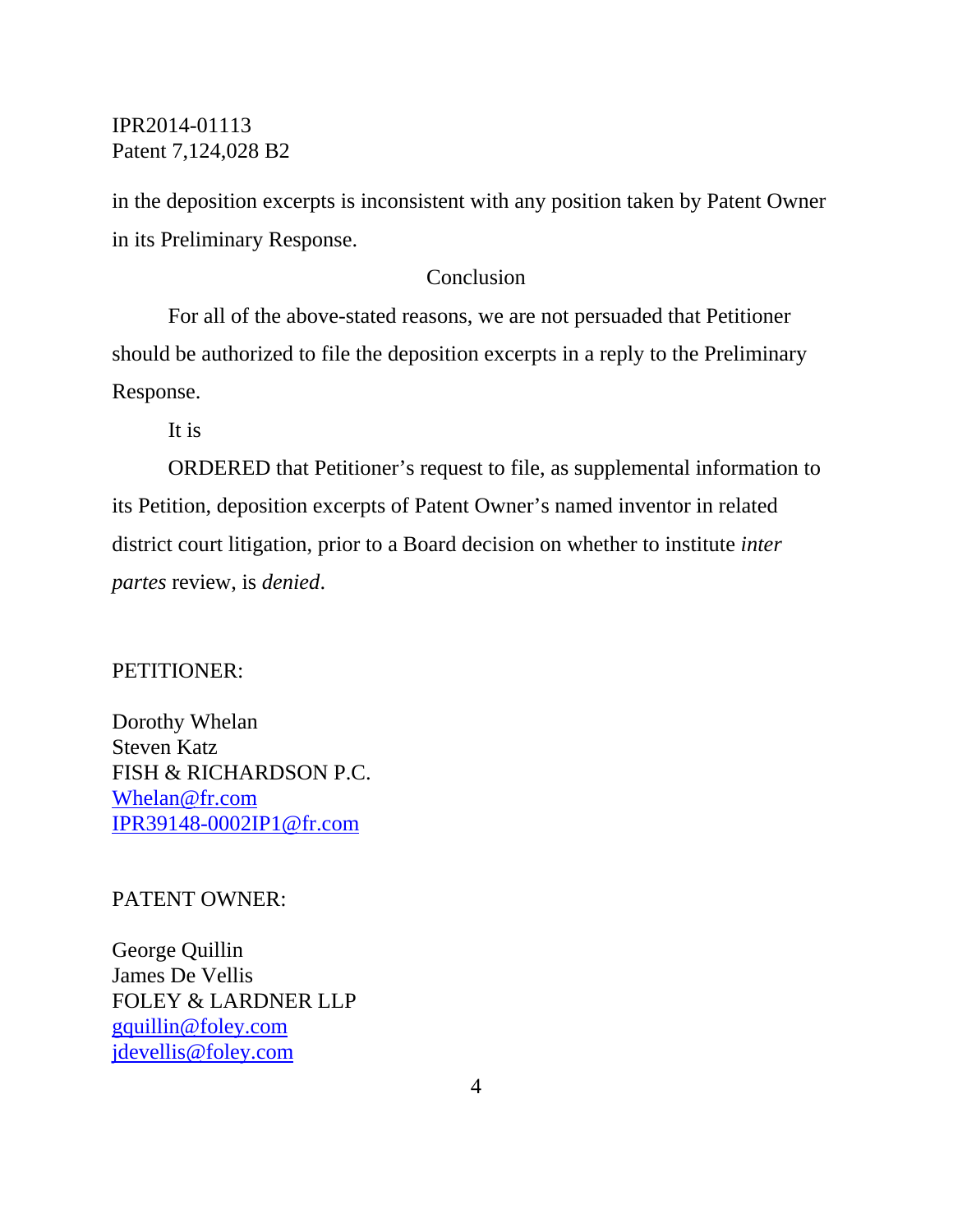in the deposition excerpts is inconsistent with any position taken by Patent Owner in its Preliminary Response.

## Conclusion

For all of the above-stated reasons, we are not persuaded that Petitioner should be authorized to file the deposition excerpts in a reply to the Preliminary Response.

It is

ORDERED that Petitioner's request to file, as supplemental information to its Petition, deposition excerpts of Patent Owner's named inventor in related district court litigation, prior to a Board decision on whether to institute *inter partes* review, is *denied*.

PETITIONER:

Dorothy Whelan
Steven Katz
FISH & RICHARDSON P.C.
Whelan@fr.com
IPR39148-0002IP1@fr.com

PATENT OWNER:

George Quillin
James De Vellis
FOLEY & LARDNER LLP
gquillin@foley.com
jdevellis@foley.com